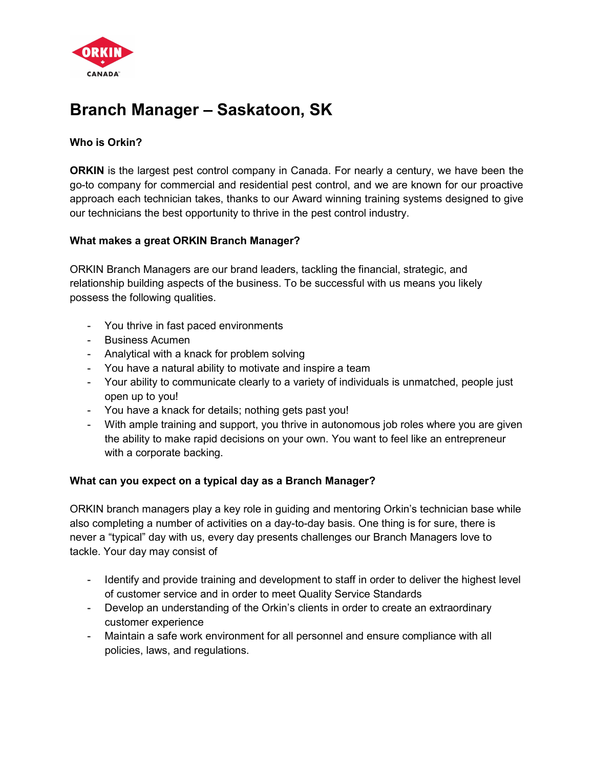# Branch Manager – Saskatoon, SK

### Who is Orkin?

**ORKIN** is the largest pest control company in Canada. For nearly a century, we have been the go-to company for commercial and residential pest control, and we are known for our proactive approach each technician takes, thanks to our Award winning training systems designed to give our technicians the best opportunity to thrive in the pest control industry.

### What makes a great ORKIN Branch Manager?

ORKIN Branch Managers are our brand leaders, tackling the financial, strategic, and relationship building aspects of the business. To be successful with us means you likely possess the following qualities.

- You thrive in fast paced environments
- Business Acumen
- Analytical with a knack for problem solving
- You have a natural ability to motivate and inspire a team
- Your ability to communicate clearly to a variety of individuals is unmatched, people just open up to you!
- You have a knack for details; nothing gets past you!
- With ample training and support, you thrive in autonomous job roles where you are given the ability to make rapid decisions on your own. You want to feel like an entrepreneur with a corporate backing.

### What can you expect on a typical day as a Branch Manager?

ORKIN branch managers play a key role in guiding and mentoring Orkin's technician base while also completing a number of activities on a day-to-day basis. One thing is for sure, there is never a "typical" day with us, every day presents challenges our Branch Managers love to tackle. Your day may consist of

- Identify and provide training and development to staff in order to deliver the highest level of customer service and in order to meet Quality Service Standards
- Develop an understanding of the Orkin's clients in order to create an extraordinary customer experience
- Maintain a safe work environment for all personnel and ensure compliance with all policies, laws, and regulations.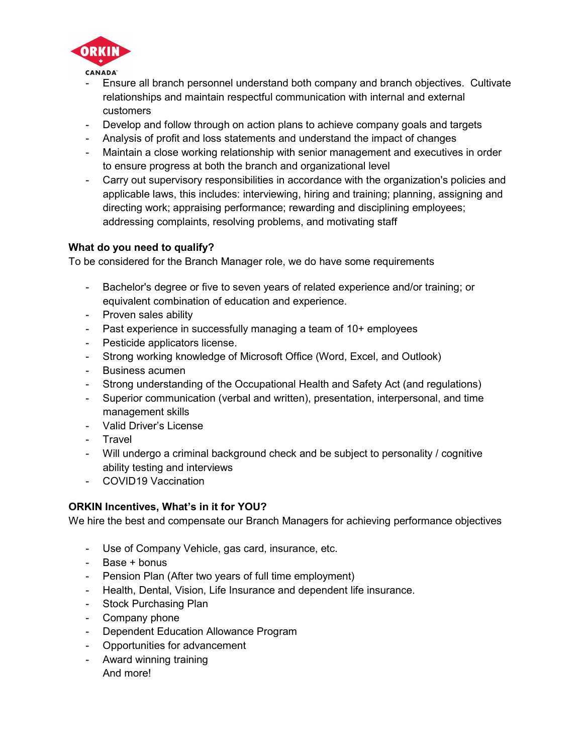- Ensure all branch personnel understand both company and branch objectives. Cultivate relationships and maintain respectful communication with internal and external customers
- Develop and follow through on action plans to achieve company goals and targets
- Analysis of profit and loss statements and understand the impact of changes
- Maintain a close working relationship with senior management and executives in order to ensure progress at both the branch and organizational level
- Carry out supervisory responsibilities in accordance with the organization's policies and applicable laws, this includes: interviewing, hiring and training; planning, assigning and directing work; appraising performance; rewarding and disciplining employees; addressing complaints, resolving problems, and motivating staff

**What do you need to qualify?**

To be considered for the Branch Manager role, we do have some requirements

- Bachelor's degree or five to seven years of related experience and/or training; or equivalent combination of education and experience.
- Proven sales ability
- Past experience in successfully managing a team of 10+ employees
- Pesticide applicators license.
- Strong working knowledge of Microsoft Office (Word, Excel, and Outlook)
- Business acumen
- Strong understanding of the Occupational Health and Safety Act (and regulations)
- Superior communication (verbal and written), presentation, interpersonal, and time management skills
- Valid Driver's License
- Travel
- Will undergo a criminal background check and be subject to personality / cognitive ability testing and interviews
- COVID19 Vaccination

**ORKIN Incentives, What's in it for YOU?**

We hire the best and compensate our Branch Managers for achieving performance objectives

- Use of Company Vehicle, gas card, insurance, etc.
- Base + bonus
- Pension Plan (After two years of full time employment)
- Health, Dental, Vision, Life Insurance and dependent life insurance.
- Stock Purchasing Plan
- Company phone
- Dependent Education Allowance Program
- Opportunities for advancement
- Award winning training

  And more!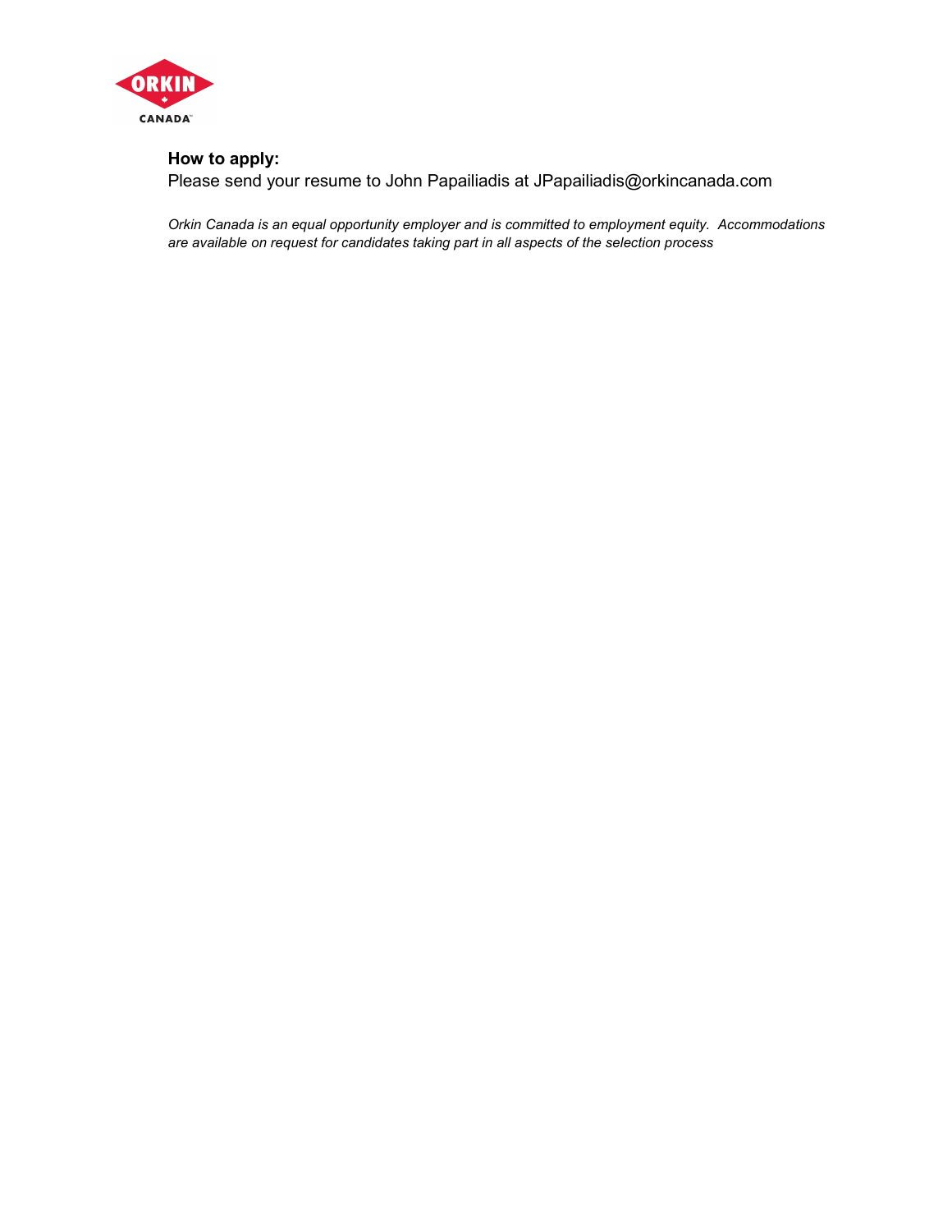**How to apply:**

Please send your resume to John Papailiadis at JPapailiadis@orkincanada.com

*Orkin Canada is an equal opportunity employer and is committed to employment equity. Accommodations are available on request for candidates taking part in all aspects of the selection process*